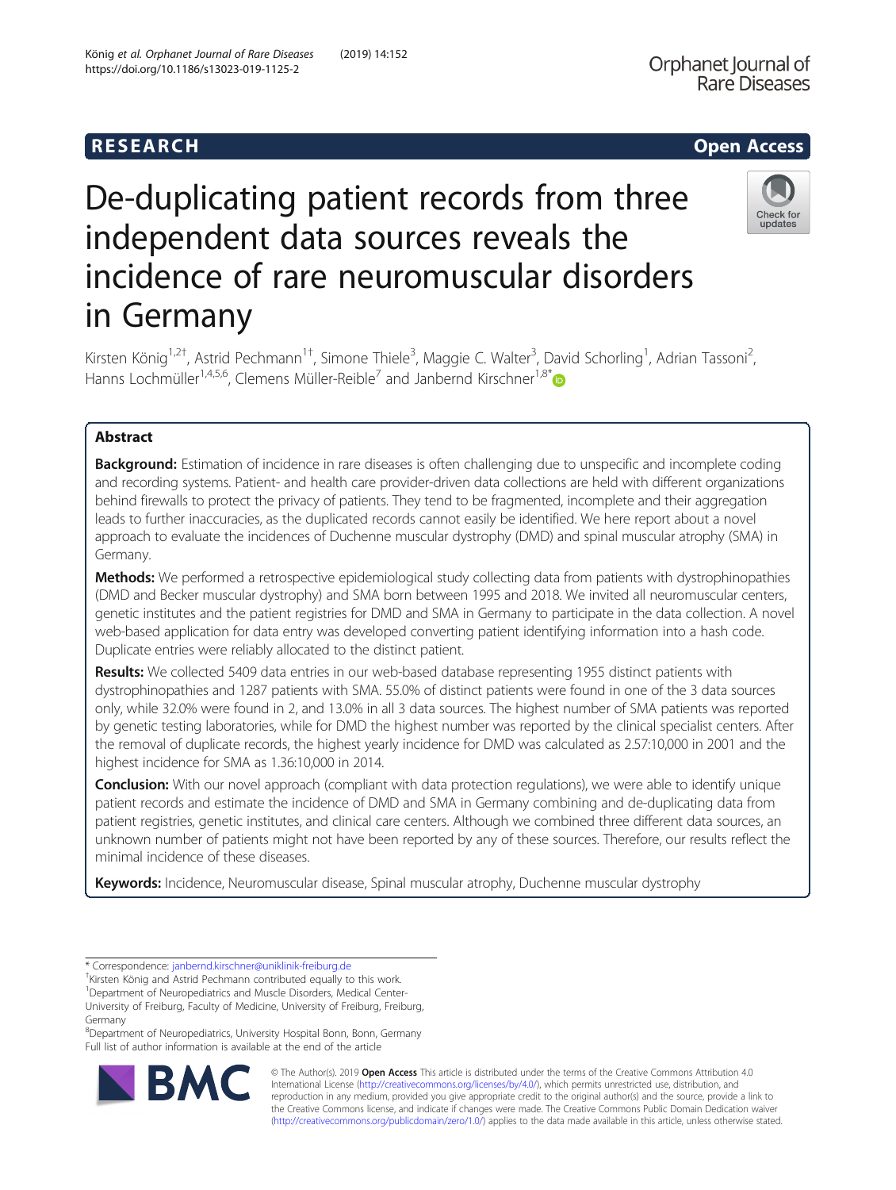RESEARCH

Open Access

# De-duplicating patient records from three independent data sources reveals the incidence of rare neuromuscular disorders in Germany

Kirsten König[1,2†], Astrid Pechmann[1†], Simone Thiele[3], Maggie C. Walter[3], David Schorling[1], Adrian Tassoni[2], Hanns Lochmüller[1,4,5,6], Clemens Müller-Reible[7] and Janbernd Kirschner[1,8*]

## Abstract

**Background:** Estimation of incidence in rare diseases is often challenging due to unspecific and incomplete coding and recording systems. Patient- and health care provider-driven data collections are held with different organizations behind firewalls to protect the privacy of patients. They tend to be fragmented, incomplete and their aggregation leads to further inaccuracies, as the duplicated records cannot easily be identified. We here report about a novel approach to evaluate the incidences of Duchenne muscular dystrophy (DMD) and spinal muscular atrophy (SMA) in Germany.

**Methods:** We performed a retrospective epidemiological study collecting data from patients with dystrophinopathies (DMD and Becker muscular dystrophy) and SMA born between 1995 and 2018. We invited all neuromuscular centers, genetic institutes and the patient registries for DMD and SMA in Germany to participate in the data collection. A novel web-based application for data entry was developed converting patient identifying information into a hash code. Duplicate entries were reliably allocated to the distinct patient.

**Results:** We collected 5409 data entries in our web-based database representing 1955 distinct patients with dystrophinopathies and 1287 patients with SMA. 55.0% of distinct patients were found in one of the 3 data sources only, while 32.0% were found in 2, and 13.0% in all 3 data sources. The highest number of SMA patients was reported by genetic testing laboratories, while for DMD the highest number was reported by the clinical specialist centers. After the removal of duplicate records, the highest yearly incidence for DMD was calculated as 2.57:10,000 in 2001 and the highest incidence for SMA as 1.36:10,000 in 2014.

**Conclusion:** With our novel approach (compliant with data protection regulations), we were able to identify unique patient records and estimate the incidence of DMD and SMA in Germany combining and de-duplicating data from patient registries, genetic institutes, and clinical care centers. Although we combined three different data sources, an unknown number of patients might not have been reported by any of these sources. Therefore, our results reflect the minimal incidence of these diseases.

**Keywords:** Incidence, Neuromuscular disease, Spinal muscular atrophy, Duchenne muscular dystrophy

\* Correspondence: janbernd.kirschner@uniklinik-freiburg.de

†Kirsten König and Astrid Pechmann contributed equally to this work.

[1]Department of Neuropediatrics and Muscle Disorders, Medical Center-University of Freiburg, Faculty of Medicine, University of Freiburg, Freiburg, Germany

[8]Department of Neuropediatrics, University Hospital Bonn, Bonn, Germany

Full list of author information is available at the end of the article

© The Author(s). 2019 **Open Access** This article is distributed under the terms of the Creative Commons Attribution 4.0 International License (http://creativecommons.org/licenses/by/4.0/), which permits unrestricted use, distribution, and reproduction in any medium, provided you give appropriate credit to the original author(s) and the source, provide a link to the Creative Commons license, and indicate if changes were made. The Creative Commons Public Domain Dedication waiver (http://creativecommons.org/publicdomain/zero/1.0/) applies to the data made available in this article, unless otherwise stated.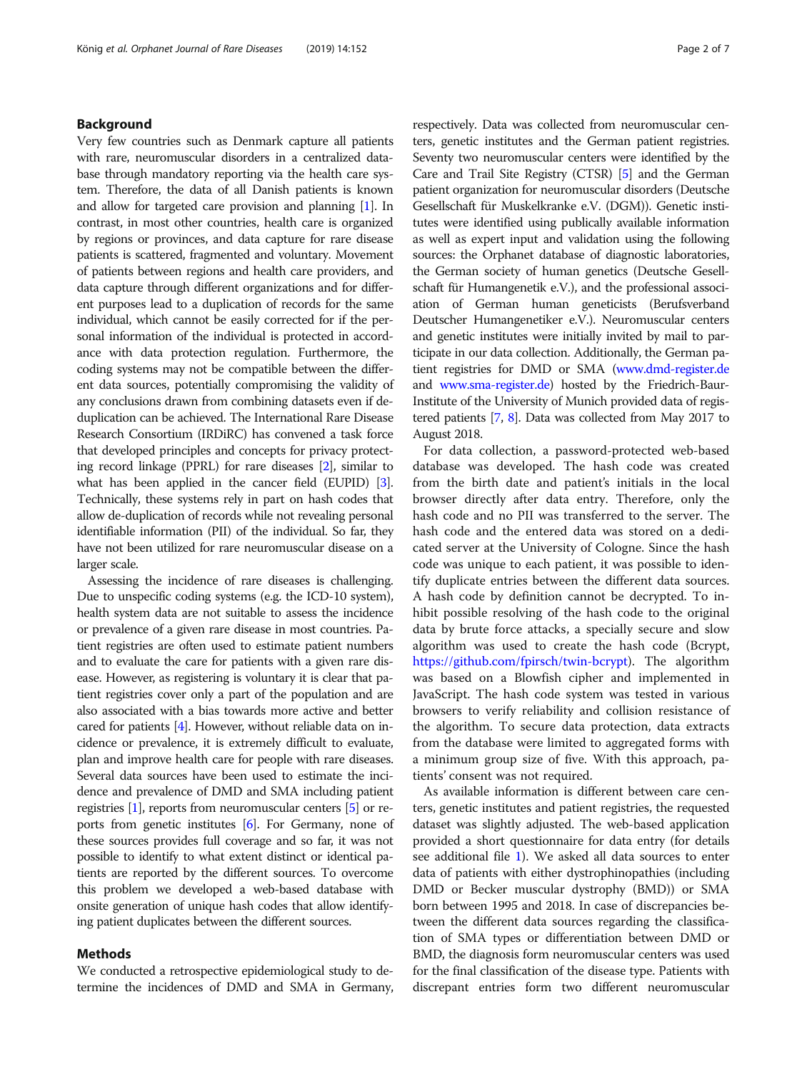## Background

Very few countries such as Denmark capture all patients with rare, neuromuscular disorders in a centralized database through mandatory reporting via the health care system. Therefore, the data of all Danish patients is known and allow for targeted care provision and planning [1]. In contrast, in most other countries, health care is organized by regions or provinces, and data capture for rare disease patients is scattered, fragmented and voluntary. Movement of patients between regions and health care providers, and data capture through different organizations and for different purposes lead to a duplication of records for the same individual, which cannot be easily corrected for if the personal information of the individual is protected in accordance with data protection regulation. Furthermore, the coding systems may not be compatible between the different data sources, potentially compromising the validity of any conclusions drawn from combining datasets even if de-duplication can be achieved. The International Rare Disease Research Consortium (IRDiRC) has convened a task force that developed principles and concepts for privacy protecting record linkage (PPRL) for rare diseases [2], similar to what has been applied in the cancer field (EUPID) [3]. Technically, these systems rely in part on hash codes that allow de-duplication of records while not revealing personal identifiable information (PII) of the individual. So far, they have not been utilized for rare neuromuscular disease on a larger scale.

Assessing the incidence of rare diseases is challenging. Due to unspecific coding systems (e.g. the ICD-10 system), health system data are not suitable to assess the incidence or prevalence of a given rare disease in most countries. Patient registries are often used to estimate patient numbers and to evaluate the care for patients with a given rare disease. However, as registering is voluntary it is clear that patient registries cover only a part of the population and are also associated with a bias towards more active and better cared for patients [4]. However, without reliable data on incidence or prevalence, it is extremely difficult to evaluate, plan and improve health care for people with rare diseases. Several data sources have been used to estimate the incidence and prevalence of DMD and SMA including patient registries [1], reports from neuromuscular centers [5] or reports from genetic institutes [6]. For Germany, none of these sources provides full coverage and so far, it was not possible to identify to what extent distinct or identical patients are reported by the different sources. To overcome this problem we developed a web-based database with onsite generation of unique hash codes that allow identifying patient duplicates between the different sources.

## Methods

We conducted a retrospective epidemiological study to determine the incidences of DMD and SMA in Germany, respectively. Data was collected from neuromuscular centers, genetic institutes and the German patient registries. Seventy two neuromuscular centers were identified by the Care and Trail Site Registry (CTSR) [5] and the German patient organization for neuromuscular disorders (Deutsche Gesellschaft für Muskelkranke e.V. (DGM)). Genetic institutes were identified using publically available information as well as expert input and validation using the following sources: the Orphanet database of diagnostic laboratories, the German society of human genetics (Deutsche Gesellschaft für Humangenetik e.V.), and the professional association of German human geneticists (Berufsverband Deutscher Humangenetiker e.V.). Neuromuscular centers and genetic institutes were initially invited by mail to participate in our data collection. Additionally, the German patient registries for DMD or SMA (www.dmd-register.de and www.sma-register.de) hosted by the Friedrich-Baur-Institute of the University of Munich provided data of registered patients [7, 8]. Data was collected from May 2017 to August 2018.

For data collection, a password-protected web-based database was developed. The hash code was created from the birth date and patient's initials in the local browser directly after data entry. Therefore, only the hash code and no PII was transferred to the server. The hash code and the entered data was stored on a dedicated server at the University of Cologne. Since the hash code was unique to each patient, it was possible to identify duplicate entries between the different data sources. A hash code by definition cannot be decrypted. To inhibit possible resolving of the hash code to the original data by brute force attacks, a specially secure and slow algorithm was used to create the hash code (Bcrypt, https://github.com/fpirsch/twin-bcrypt). The algorithm was based on a Blowfish cipher and implemented in JavaScript. The hash code system was tested in various browsers to verify reliability and collision resistance of the algorithm. To secure data protection, data extracts from the database were limited to aggregated forms with a minimum group size of five. With this approach, patients' consent was not required.

As available information is different between care centers, genetic institutes and patient registries, the requested dataset was slightly adjusted. The web-based application provided a short questionnaire for data entry (for details see additional file 1). We asked all data sources to enter data of patients with either dystrophinopathies (including DMD or Becker muscular dystrophy (BMD)) or SMA born between 1995 and 2018. In case of discrepancies between the different data sources regarding the classification of SMA types or differentiation between DMD or BMD, the diagnosis form neuromuscular centers was used for the final classification of the disease type. Patients with discrepant entries form two different neuromuscular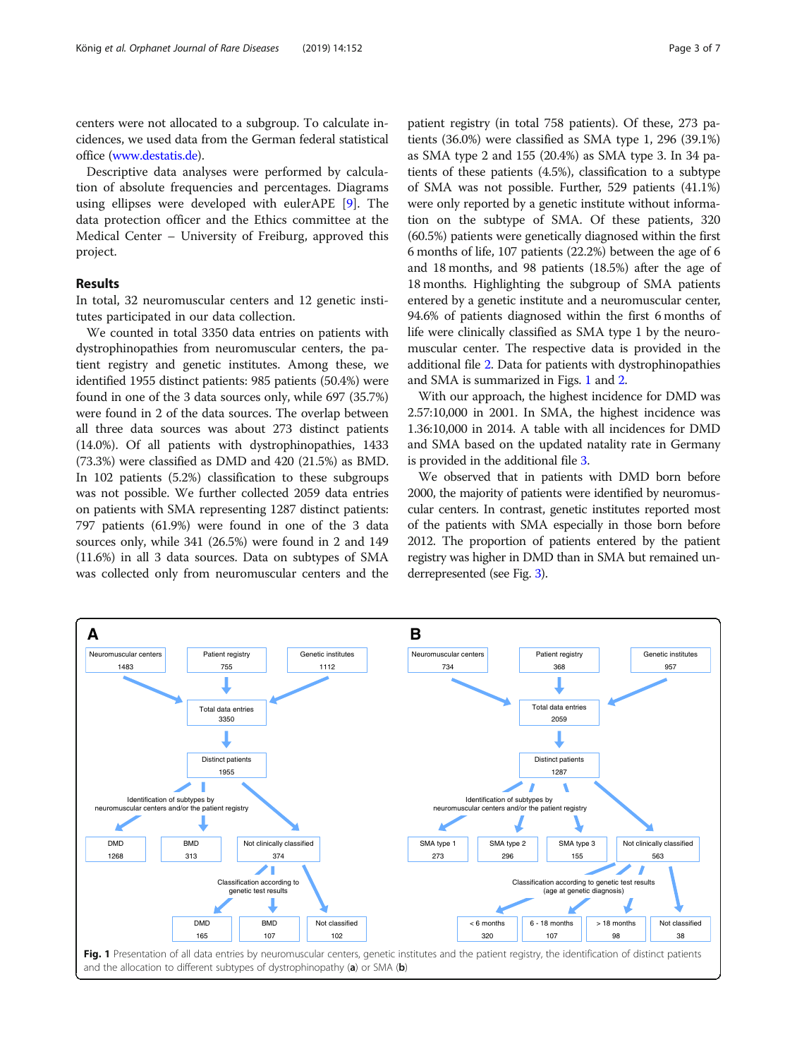centers were not allocated to a subgroup. To calculate incidences, we used data from the German federal statistical office (www.destatis.de).

Descriptive data analyses were performed by calculation of absolute frequencies and percentages. Diagrams using ellipses were developed with eulerAPE [9]. The data protection officer and the Ethics committee at the Medical Center – University of Freiburg, approved this project.

## Results

In total, 32 neuromuscular centers and 12 genetic institutes participated in our data collection.

We counted in total 3350 data entries on patients with dystrophinopathies from neuromuscular centers, the patient registry and genetic institutes. Among these, we identified 1955 distinct patients: 985 patients (50.4%) were found in one of the 3 data sources only, while 697 (35.7%) were found in 2 of the data sources. The overlap between all three data sources was about 273 distinct patients (14.0%). Of all patients with dystrophinopathies, 1433 (73.3%) were classified as DMD and 420 (21.5%) as BMD. In 102 patients (5.2%) classification to these subgroups was not possible. We further collected 2059 data entries on patients with SMA representing 1287 distinct patients: 797 patients (61.9%) were found in one of the 3 data sources only, while 341 (26.5%) were found in 2 and 149 (11.6%) in all 3 data sources. Data on subtypes of SMA was collected only from neuromuscular centers and the patient registry (in total 758 patients). Of these, 273 patients (36.0%) were classified as SMA type 1, 296 (39.1%) as SMA type 2 and 155 (20.4%) as SMA type 3. In 34 patients of these patients (4.5%), classification to a subtype of SMA was not possible. Further, 529 patients (41.1%) were only reported by a genetic institute without information on the subtype of SMA. Of these patients, 320 (60.5%) patients were genetically diagnosed within the first 6 months of life, 107 patients (22.2%) between the age of 6 and 18 months, and 98 patients (18.5%) after the age of 18 months. Highlighting the subgroup of SMA patients entered by a genetic institute and a neuromuscular center, 94.6% of patients diagnosed within the first 6 months of life were clinically classified as SMA type 1 by the neuromuscular center. The respective data is provided in the additional file 2. Data for patients with dystrophinopathies and SMA is summarized in Figs. 1 and 2.

With our approach, the highest incidence for DMD was 2.57:10,000 in 2001. In SMA, the highest incidence was 1.36:10,000 in 2014. A table with all incidences for DMD and SMA based on the updated natality rate in Germany is provided in the additional file 3.

We observed that in patients with DMD born before 2000, the majority of patients were identified by neuromuscular centers. In contrast, genetic institutes reported most of the patients with SMA especially in those born before 2012. The proportion of patients entered by the patient registry was higher in DMD than in SMA but remained underrepresented (see Fig. 3).

**Fig. 1** Presentation of all data entries by neuromuscular centers, genetic institutes and the patient registry, the identification of distinct patients and the allocation to different subtypes of dystrophinopathy (**a**) or SMA (**b**)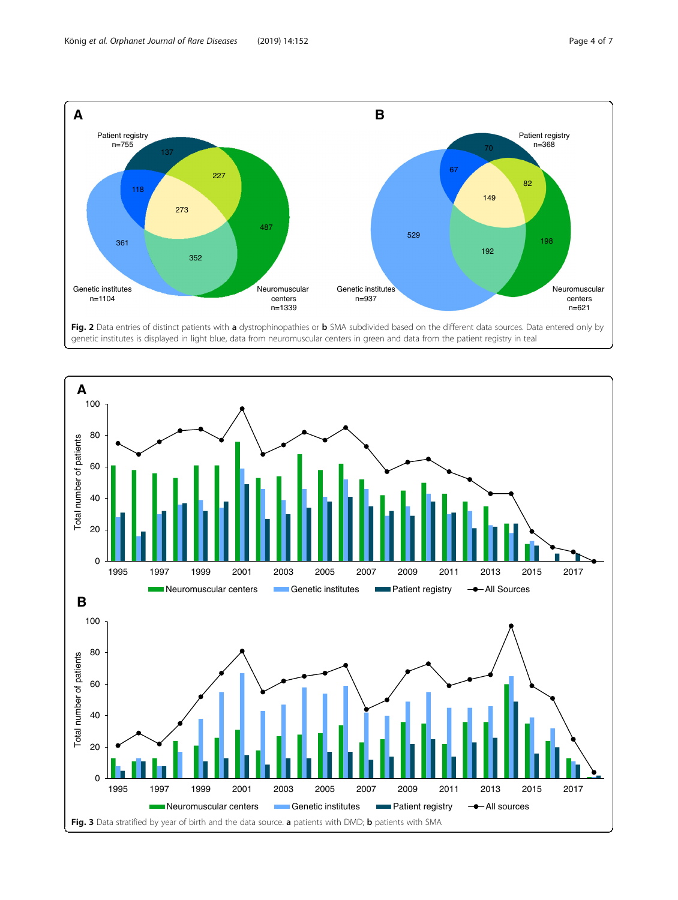**Fig. 2** Data entries of distinct patients with **a** dystrophinopathies or **b** SMA subdivided based on the different data sources. Data entered only by genetic institutes is displayed in light blue, data from neuromuscular centers in green and data from the patient registry in teal

**Fig. 3** Data stratified by year of birth and the data source. **a** patients with DMD; **b** patients with SMA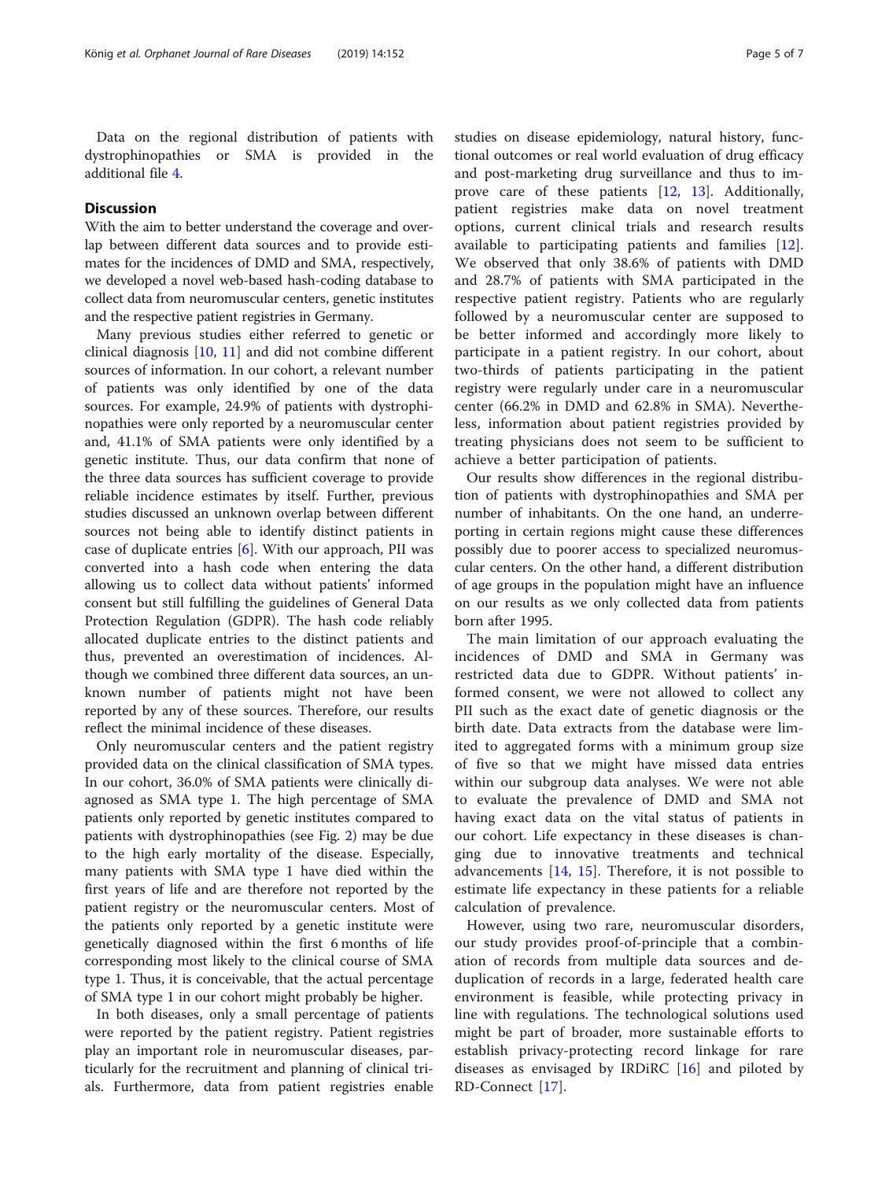Data on the regional distribution of patients with dystrophinopathies or SMA is provided in the additional file 4.

## Discussion

With the aim to better understand the coverage and overlap between different data sources and to provide estimates for the incidences of DMD and SMA, respectively, we developed a novel web-based hash-coding database to collect data from neuromuscular centers, genetic institutes and the respective patient registries in Germany.

Many previous studies either referred to genetic or clinical diagnosis [10, 11] and did not combine different sources of information. In our cohort, a relevant number of patients was only identified by one of the data sources. For example, 24.9% of patients with dystrophinopathies were only reported by a neuromuscular center and, 41.1% of SMA patients were only identified by a genetic institute. Thus, our data confirm that none of the three data sources has sufficient coverage to provide reliable incidence estimates by itself. Further, previous studies discussed an unknown overlap between different sources not being able to identify distinct patients in case of duplicate entries [6]. With our approach, PII was converted into a hash code when entering the data allowing us to collect data without patients' informed consent but still fulfilling the guidelines of General Data Protection Regulation (GDPR). The hash code reliably allocated duplicate entries to the distinct patients and thus, prevented an overestimation of incidences. Although we combined three different data sources, an unknown number of patients might not have been reported by any of these sources. Therefore, our results reflect the minimal incidence of these diseases.

Only neuromuscular centers and the patient registry provided data on the clinical classification of SMA types. In our cohort, 36.0% of SMA patients were clinically diagnosed as SMA type 1. The high percentage of SMA patients only reported by genetic institutes compared to patients with dystrophinopathies (see Fig. 2) may be due to the high early mortality of the disease. Especially, many patients with SMA type 1 have died within the first years of life and are therefore not reported by the patient registry or the neuromuscular centers. Most of the patients only reported by a genetic institute were genetically diagnosed within the first 6 months of life corresponding most likely to the clinical course of SMA type 1. Thus, it is conceivable, that the actual percentage of SMA type 1 in our cohort might probably be higher.

In both diseases, only a small percentage of patients were reported by the patient registry. Patient registries play an important role in neuromuscular diseases, particularly for the recruitment and planning of clinical trials. Furthermore, data from patient registries enable studies on disease epidemiology, natural history, functional outcomes or real world evaluation of drug efficacy and post-marketing drug surveillance and thus to improve care of these patients [12, 13]. Additionally, patient registries make data on novel treatment options, current clinical trials and research results available to participating patients and families [12]. We observed that only 38.6% of patients with DMD and 28.7% of patients with SMA participated in the respective patient registry. Patients who are regularly followed by a neuromuscular center are supposed to be better informed and accordingly more likely to participate in a patient registry. In our cohort, about two-thirds of patients participating in the patient registry were regularly under care in a neuromuscular center (66.2% in DMD and 62.8% in SMA). Nevertheless, information about patient registries provided by treating physicians does not seem to be sufficient to achieve a better participation of patients.

Our results show differences in the regional distribution of patients with dystrophinopathies and SMA per number of inhabitants. On the one hand, an underreporting in certain regions might cause these differences possibly due to poorer access to specialized neuromuscular centers. On the other hand, a different distribution of age groups in the population might have an influence on our results as we only collected data from patients born after 1995.

The main limitation of our approach evaluating the incidences of DMD and SMA in Germany was restricted data due to GDPR. Without patients' informed consent, we were not allowed to collect any PII such as the exact date of genetic diagnosis or the birth date. Data extracts from the database were limited to aggregated forms with a minimum group size of five so that we might have missed data entries within our subgroup data analyses. We were not able to evaluate the prevalence of DMD and SMA not having exact data on the vital status of patients in our cohort. Life expectancy in these diseases is changing due to innovative treatments and technical advancements [14, 15]. Therefore, it is not possible to estimate life expectancy in these patients for a reliable calculation of prevalence.

However, using two rare, neuromuscular disorders, our study provides proof-of-principle that a combination of records from multiple data sources and deduplication of records in a large, federated health care environment is feasible, while protecting privacy in line with regulations. The technological solutions used might be part of broader, more sustainable efforts to establish privacy-protecting record linkage for rare diseases as envisaged by IRDiRC [16] and piloted by RD-Connect [17].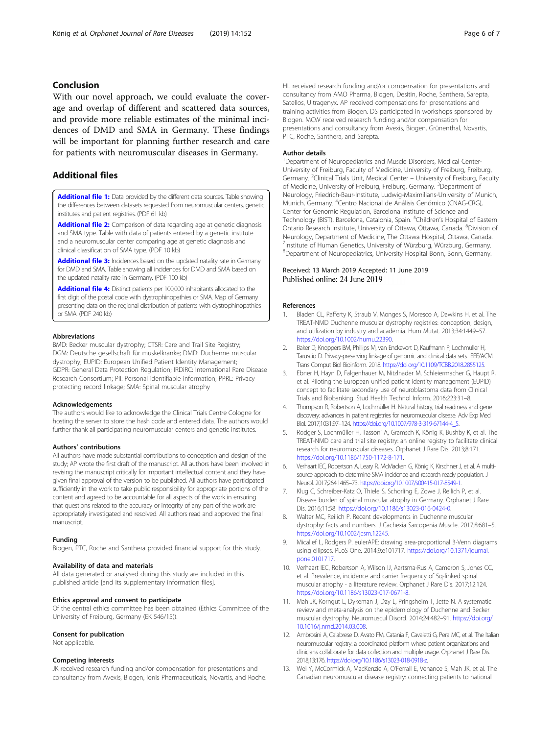## Conclusion

With our novel approach, we could evaluate the coverage and overlap of different and scattered data sources, and provide more reliable estimates of the minimal incidences of DMD and SMA in Germany. These findings will be important for planning further research and care for patients with neuromuscular diseases in Germany.

## Additional files

**Additional file 1:** Data provided by the different data sources. Table showing the differences between datasets requested from neuromuscular centers, genetic institutes and patient registries. (PDF 61 kb)

**Additional file 2:** Comparison of data regarding age at genetic diagnosis and SMA type. Table with data of patients entered by a genetic institute and a neuromuscular center comparing age at genetic diagnosis and clinical classification of SMA type. (PDF 10 kb)

**Additional file 3:** Incidences based on the updated natality rate in Germany for DMD and SMA. Table showing all incidences for DMD and SMA based on the updated natality rate in Germany. (PDF 100 kb)

**Additional file 4:** Distinct patients per 100,000 inhabitants allocated to the first digit of the postal code with dystrophinopathies or SMA. Map of Germany presenting data on the regional distribution of patients with dystrophinopathies or SMA. (PDF 240 kb)

### Abbreviations

BMD: Becker muscular dystrophy; CTSR: Care and Trail Site Registry; DGM: Deutsche gesellschaft für muskelkranke; DMD: Duchenne muscular dystrophy; EUPID: European Unified Patient Identity Management; GDPR: General Data Protection Regulation; IRDiRC: International Rare Disease Research Consortium; PII: Personal identifiable information; PPRL: Privacy protecting record linkage; SMA: Spinal muscular atrophy

### Acknowledgements

The authors would like to acknowledge the Clinical Trials Centre Cologne for hosting the server to store the hash code and entered data. The authors would further thank all participating neuromuscular centers and genetic institutes.

### Authors' contributions

All authors have made substantial contributions to conception and design of the study; AP wrote the first draft of the manuscript. All authors have been involved in revising the manuscript critically for important intellectual content and they have given final approval of the version to be published. All authors have participated sufficiently in the work to take public responsibility for appropriate portions of the content and agreed to be accountable for all aspects of the work in ensuring that questions related to the accuracy or integrity of any part of the work are appropriately investigated and resolved. All authors read and approved the final manuscript.

### Funding

Biogen, PTC, Roche and Santhera provided financial support for this study.

### Availability of data and materials

All data generated or analysed during this study are included in this published article [and its supplementary information files].

### Ethics approval and consent to participate

Of the central ethics committee has been obtained (Ethics Committee of the University of Freiburg, Germany (EK 546/15)).

### Consent for publication

Not applicable.

### Competing interests

JK received research funding and/or compensation for presentations and consultancy from Avexis, Biogen, Ionis Pharmaceuticals, Novartis, and Roche. HL received research funding and/or compensation for presentations and consultancy from AMO Pharma, Biogen, Desitin, Roche, Santhera, Sarepta, Satellos, Ultragenyx. AP received compensations for presentations and training activities from Biogen. DS participated in workshops sponsored by Biogen. MCW received research funding and/or compensation for presentations and consultancy from Avexis, Biogen, Grünenthal, Novartis, PTC, Roche, Santhera, and Sarepta.

### Author details

[1]Department of Neuropediatrics and Muscle Disorders, Medical Center-University of Freiburg, Faculty of Medicine, University of Freiburg, Freiburg, Germany. [2]Clinical Trials Unit, Medical Center – University of Freiburg, Faculty of Medicine, University of Freiburg, Freiburg, Germany. [3]Department of Neurology, Friedrich-Baur-Institute, Ludwig-Maximilians-University of Munich, Munich, Germany. [4]Centro Nacional de Análisis Genómico (CNAG-CRG), Center for Genomic Regulation, Barcelona Institute of Science and Technology (BIST), Barcelona, Catalonia, Spain. [5]Children's Hospital of Eastern Ontario Research Institute, University of Ottawa, Ottawa, Canada. [6]Division of Neurology, Department of Medicine, The Ottawa Hospital, Ottawa, Canada. [7]Institute of Human Genetics, University of Würzburg, Würzburg, Germany. [8]Department of Neuropediatrics, University Hospital Bonn, Bonn, Germany.

Received: 13 March 2019 Accepted: 11 June 2019
Published online: 24 June 2019

### References

1. Bladen CL, Rafferty K, Straub V, Monges S, Moresco A, Dawkins H, et al. The TREAT-NMD Duchenne muscular dystrophy registries: conception, design, and utilization by industry and academia. Hum Mutat. 2013;34:1449–57. https://doi.org/10.1002/humu.22390.
2. Baker D, Knoppers BM, Phillips M, van Enckevort D, Kaufmann P, Lochmuller H, Taruscio D. Privacy-preserving linkage of genomic and clinical data sets. IEEE/ACM Trans Comput Biol Bioinform. 2018. https://doi.org/10.1109/TCBB.2018.2855125.
3. Ebner H, Hayn D, Falgenhauer M, Nitzlnader M, Schleiermacher G, Haupt R, et al. Piloting the European unified patient identity management (EUPID) concept to facilitate secondary use of neuroblastoma data from Clinical Trials and Biobanking. Stud Health Technol Inform. 2016;223:31–8.
4. Thompson R, Robertson A, Lochmüller H. Natural history, trial readiness and gene discovery: advances in patient registries for neuromuscular disease. Adv Exp Med Biol. 2017;1031:97–124. https://doi.org/10.1007/978-3-319-67144-4_5.
5. Rodger S, Lochmüller H, Tassoni A, Gramsch K, König K, Bushby K, et al. The TREAT-NMD care and trial site registry: an online registry to facilitate clinical research for neuromuscular diseases. Orphanet J Rare Dis. 2013;8:171. https://doi.org/10.1186/1750-1172-8-171.
6. Verhaart IEC, Robertson A, Leary R, McMacken G, König K, Kirschner J, et al. A multi-source approach to determine SMA incidence and research ready population. J Neurol. 2017;264:1465–73. https://doi.org/10.1007/s00415-017-8549-1.
7. Klug C, Schreiber-Katz O, Thiele S, Schorling E, Zowe J, Reilich P, et al. Disease burden of spinal muscular atrophy in Germany. Orphanet J Rare Dis. 2016;11:58. https://doi.org/10.1186/s13023-016-0424-0.
8. Walter MC, Reilich P. Recent developments in Duchenne muscular dystrophy: facts and numbers. J Cachexia Sarcopenia Muscle. 2017;8:681–5. https://doi.org/10.1002/jcsm.12245.
9. Micallef L, Rodgers P. eulerAPE: drawing area-proportional 3-Venn diagrams using ellipses. PLoS One. 2014;9:e101717. https://doi.org/10.1371/journal.pone.0101717.
10. Verhaart IEC, Robertson A, Wilson IJ, Aartsma-Rus A, Cameron S, Jones CC, et al. Prevalence, incidence and carrier frequency of 5q-linked spinal muscular atrophy - a literature review. Orphanet J Rare Dis. 2017;12:124. https://doi.org/10.1186/s13023-017-0671-8.
11. Mah JK, Korngut L, Dykeman J, Day L, Pringsheim T, Jette N. A systematic review and meta-analysis on the epidemiology of Duchenne and Becker muscular dystrophy. Neuromuscul Disord. 2014;24:482–91. https://doi.org/10.1016/j.nmd.2014.03.008.
12. Ambrosini A, Calabrese D, Avato FM, Catania F, Cavaletti G, Pera MC, et al. The Italian neuromuscular registry: a coordinated platform where patient organizations and clinicians collaborate for data collection and multiple usage. Orphanet J Rare Dis. 2018;13:176. https://doi.org/10.1186/s13023-018-0918-z.
13. Wei Y, McCormick A, MacKenzie A, O'Ferrall E, Venance S, Mah JK, et al. The Canadian neuromuscular disease registry: connecting patients to national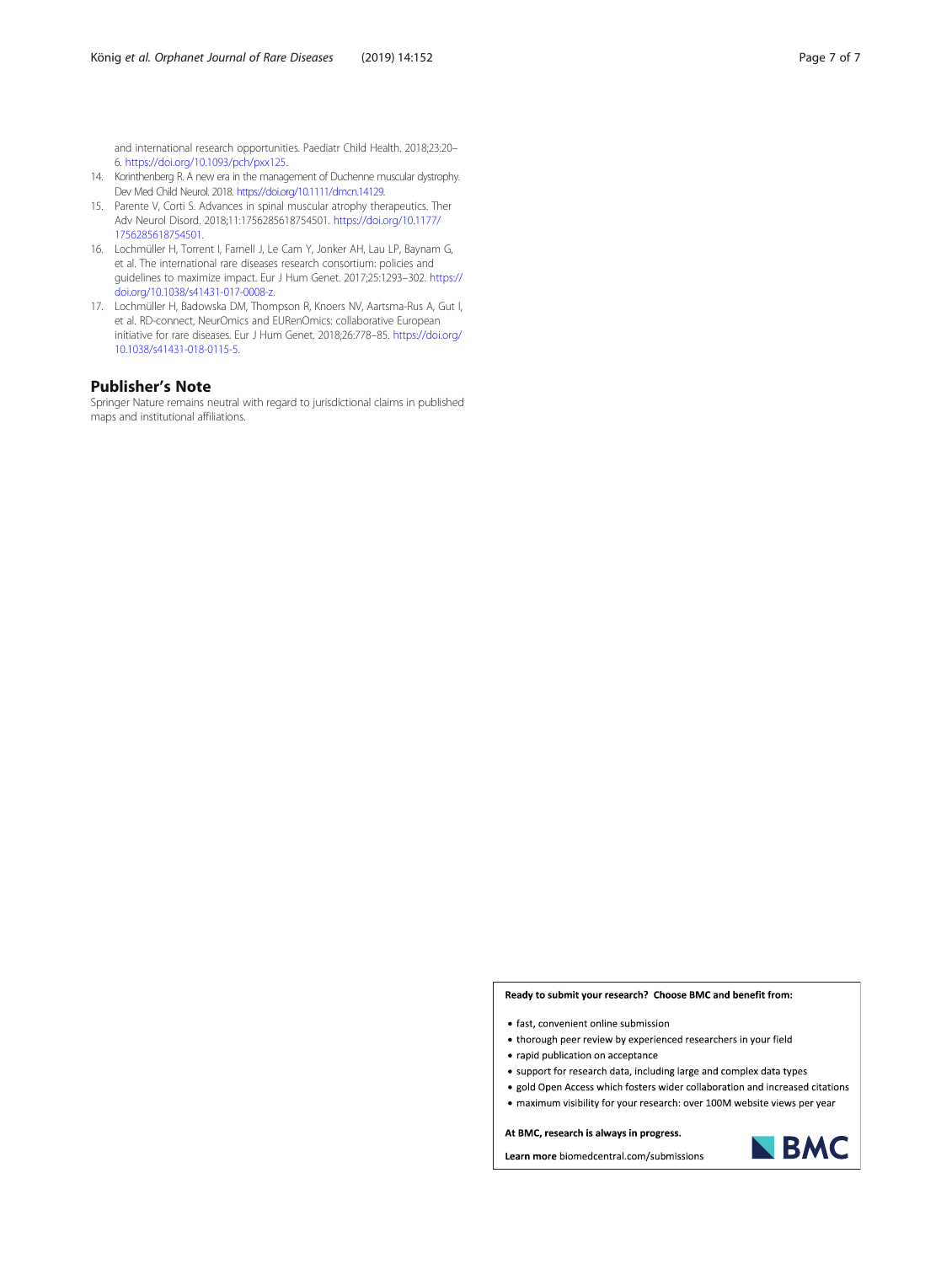and international research opportunities. Paediatr Child Health. 2018;23:20–6. https://doi.org/10.1093/pch/pxx125.

14. Korinthenberg R. A new era in the management of Duchenne muscular dystrophy. Dev Med Child Neurol. 2018. https://doi.org/10.1111/dmcn.14129.
15. Parente V, Corti S. Advances in spinal muscular atrophy therapeutics. Ther Adv Neurol Disord. 2018;11:1756285618754501. https://doi.org/10.1177/1756285618754501.
16. Lochmüller H, Torrent I, Farnell J, Le Cam Y, Jonker AH, Lau LP, Baynam G, et al. The international rare diseases research consortium: policies and guidelines to maximize impact. Eur J Hum Genet. 2017;25:1293–302. https://doi.org/10.1038/s41431-017-0008-z.
17. Lochmüller H, Badowska DM, Thompson R, Knoers NV, Aartsma-Rus A, Gut I, et al. RD-connect, NeurOmics and EURenOmics: collaborative European initiative for rare diseases. Eur J Hum Genet. 2018;26:778–85. https://doi.org/10.1038/s41431-018-0115-5.

## Publisher's Note

Springer Nature remains neutral with regard to jurisdictional claims in published maps and institutional affiliations.

**Ready to submit your research? Choose BMC and benefit from:**

- fast, convenient online submission
- thorough peer review by experienced researchers in your field
- rapid publication on acceptance
- support for research data, including large and complex data types
- gold Open Access which fosters wider collaboration and increased citations
- maximum visibility for your research: over 100M website views per year

**At BMC, research is always in progress.**

**Learn more** biomedcentral.com/submissions

BMC